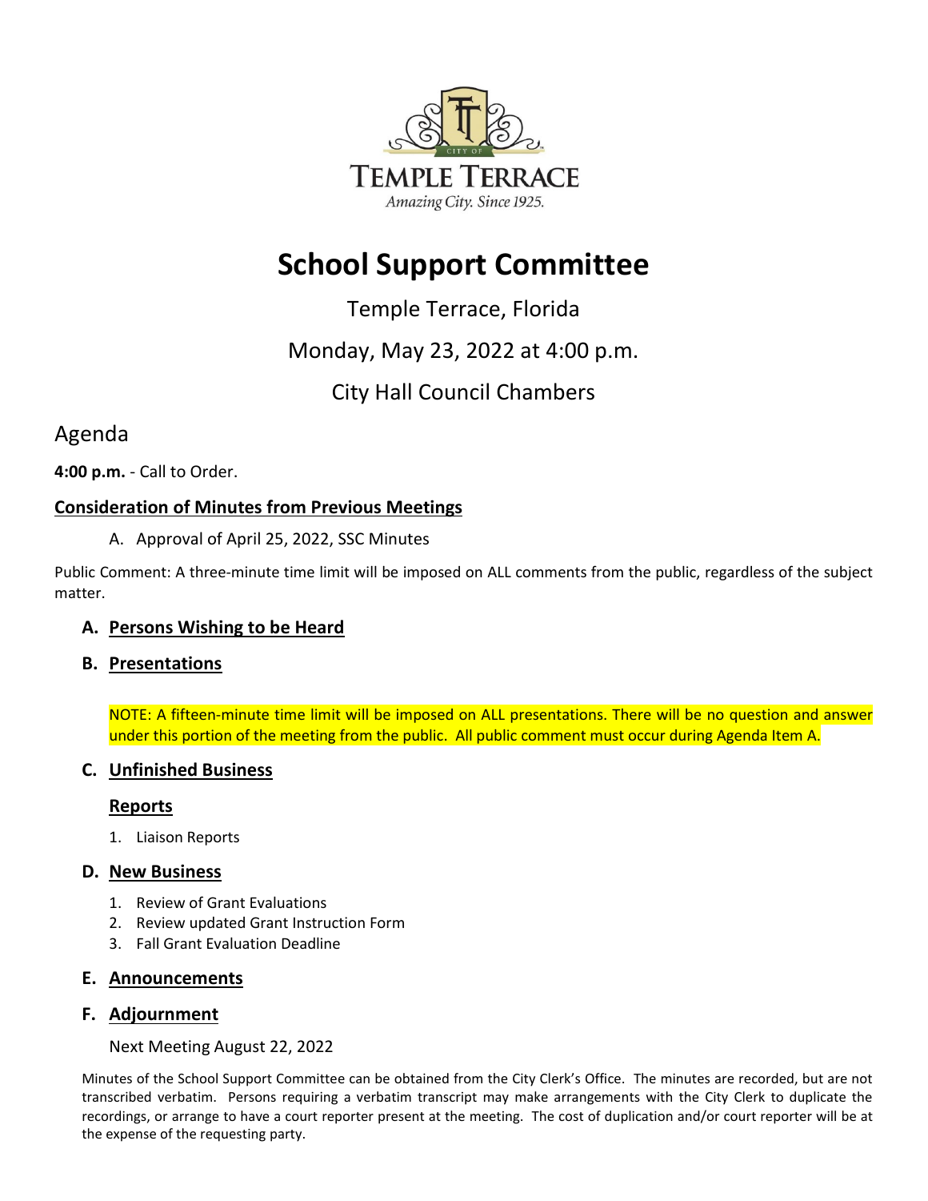CITY OF
TEMPLE TERRACE
*Amazing City. Since 1925.*

# School Support Committee

Temple Terrace, Florida

Monday, May 23, 2022 at 4:00 p.m.

City Hall Council Chambers

## Agenda

**4:00 p.m.** - Call to Order.

### Consideration of Minutes from Previous Meetings

A. Approval of April 25, 2022, SSC Minutes

Public Comment: A three-minute time limit will be imposed on ALL comments from the public, regardless of the subject matter.

**A. Persons Wishing to be Heard**

**B. Presentations**

NOTE: A fifteen-minute time limit will be imposed on ALL presentations. There will be no question and answer under this portion of the meeting from the public. All public comment must occur during Agenda Item A.

**C. Unfinished Business**

**Reports**

1. Liaison Reports

**D. New Business**

1. Review of Grant Evaluations
2. Review updated Grant Instruction Form
3. Fall Grant Evaluation Deadline

**E. Announcements**

**F. Adjournment**

Next Meeting August 22, 2022

Minutes of the School Support Committee can be obtained from the City Clerk's Office. The minutes are recorded, but are not transcribed verbatim. Persons requiring a verbatim transcript may make arrangements with the City Clerk to duplicate the recordings, or arrange to have a court reporter present at the meeting. The cost of duplication and/or court reporter will be at the expense of the requesting party.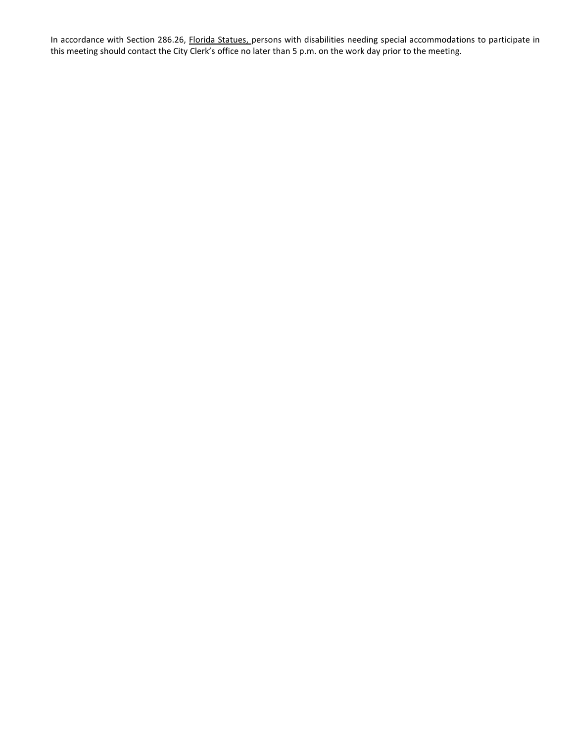In accordance with Section 286.26, <u>Florida Statues,</u> persons with disabilities needing special accommodations to participate in this meeting should contact the City Clerk's office no later than 5 p.m. on the work day prior to the meeting.